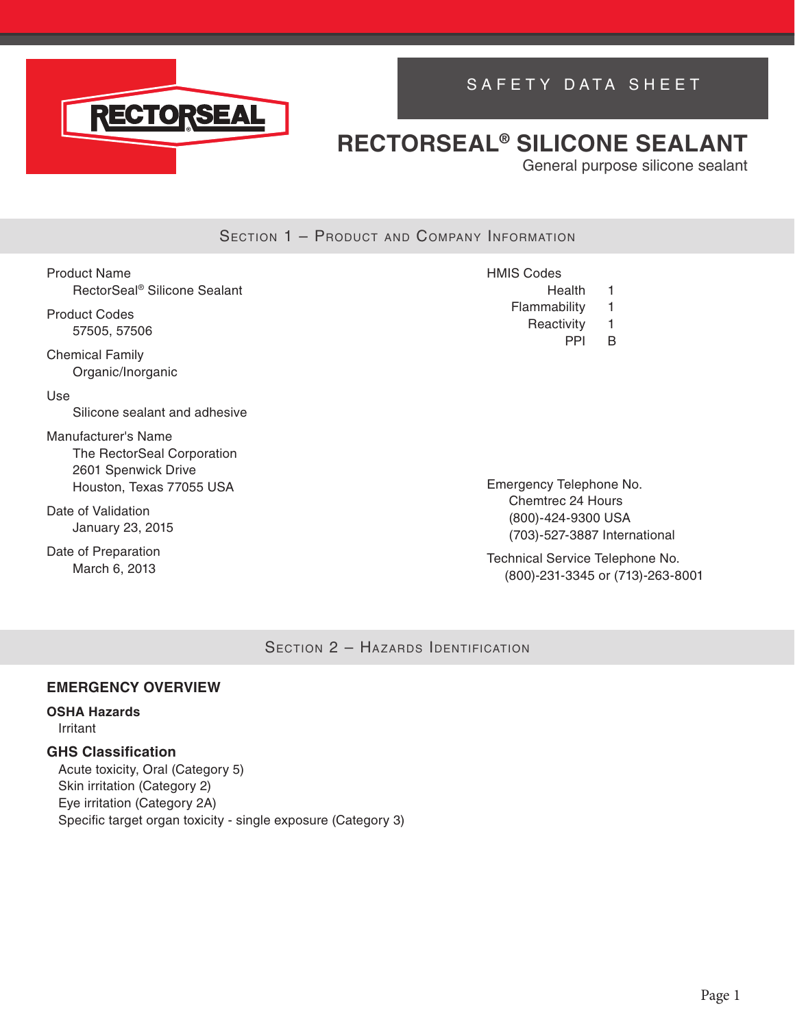SAFETY DATA SHEET

# RECTORSEAL® SILICONE SEALANT

General purpose silicone sealant

## Section 1 – Product and Company Information

**Product Name**
RectorSeal® Silicone Sealant

**Product Codes**
57505, 57506

**Chemical Family**
Organic/Inorganic

**Use**
Silicone sealant and adhesive

**Manufacturer's Name**
The RectorSeal Corporation
2601 Spenwick Drive
Houston, Texas 77055 USA

**Date of Validation**
January 23, 2015

**Date of Preparation**
March 6, 2013

**HMIS Codes**

| | |
|---|---|
| Health | 1 |
| Flammability | 1 |
| Reactivity | 1 |
| PPI | B |

**Emergency Telephone No.**
Chemtrec 24 Hours
(800)-424-9300 USA
(703)-527-3887 International

**Technical Service Telephone No.**
(800)-231-3345 or (713)-263-8001

## Section 2 – Hazards Identification

### EMERGENCY OVERVIEW

**OSHA Hazards**
Irritant

### GHS Classification

Acute toxicity, Oral (Category 5)
Skin irritation (Category 2)
Eye irritation (Category 2A)
Specific target organ toxicity - single exposure (Category 3)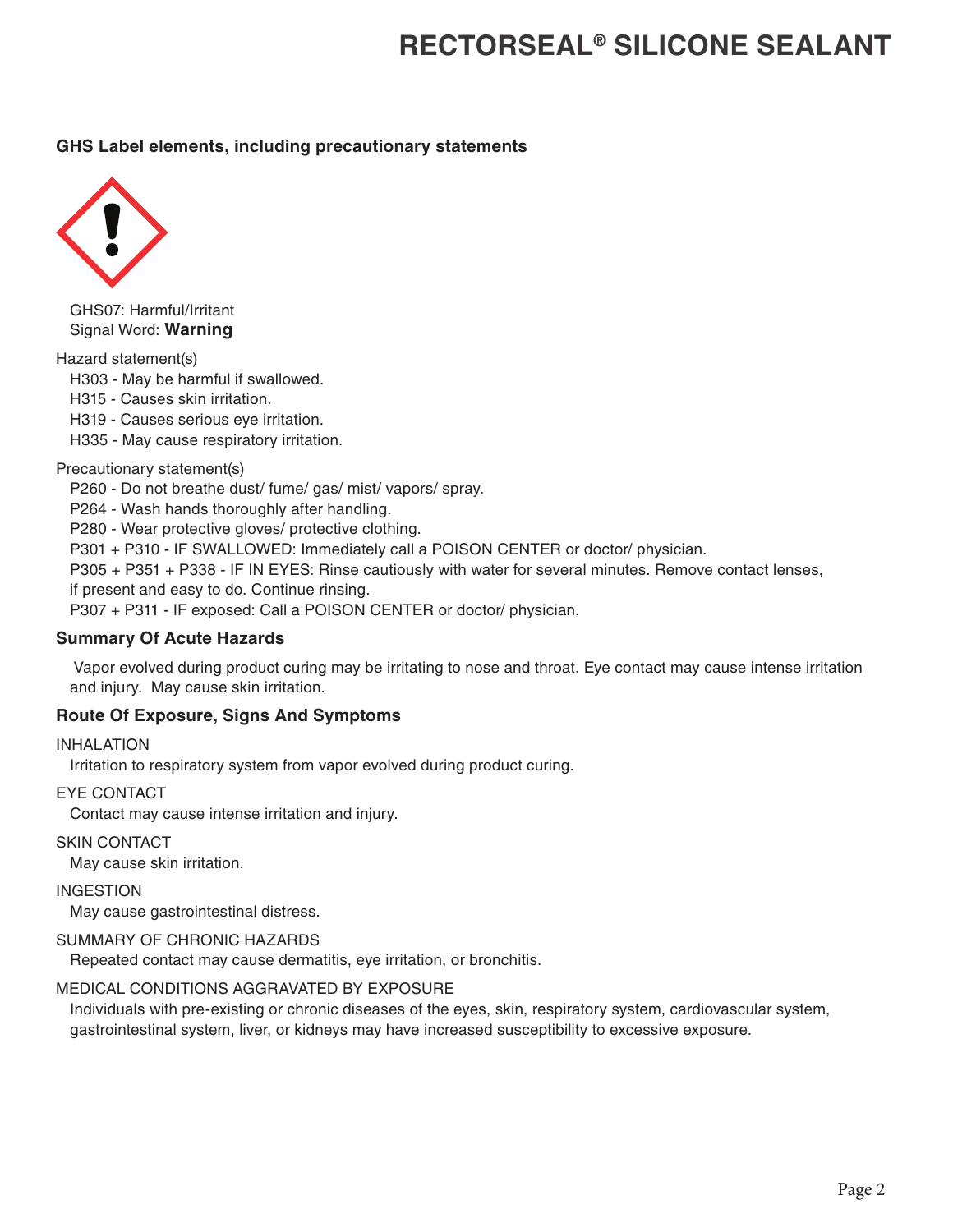### GHS Label elements, including precautionary statements

GHS07: Harmful/Irritant
Signal Word: **Warning**

Hazard statement(s)

H303 - May be harmful if swallowed.
H315 - Causes skin irritation.
H319 - Causes serious eye irritation.
H335 - May cause respiratory irritation.

Precautionary statement(s)

P260 - Do not breathe dust/ fume/ gas/ mist/ vapors/ spray.
P264 - Wash hands thoroughly after handling.
P280 - Wear protective gloves/ protective clothing.
P301 + P310 - IF SWALLOWED: Immediately call a POISON CENTER or doctor/ physician.
P305 + P351 + P338 - IF IN EYES: Rinse cautiously with water for several minutes. Remove contact lenses, if present and easy to do. Continue rinsing.
P307 + P311 - IF exposed: Call a POISON CENTER or doctor/ physician.

### Summary Of Acute Hazards

Vapor evolved during product curing may be irritating to nose and throat. Eye contact may cause intense irritation and injury. May cause skin irritation.

### Route Of Exposure, Signs And Symptoms

INHALATION

Irritation to respiratory system from vapor evolved during product curing.

EYE CONTACT

Contact may cause intense irritation and injury.

SKIN CONTACT

May cause skin irritation.

INGESTION

May cause gastrointestinal distress.

SUMMARY OF CHRONIC HAZARDS

Repeated contact may cause dermatitis, eye irritation, or bronchitis.

MEDICAL CONDITIONS AGGRAVATED BY EXPOSURE

Individuals with pre-existing or chronic diseases of the eyes, skin, respiratory system, cardiovascular system, gastrointestinal system, liver, or kidneys may have increased susceptibility to excessive exposure.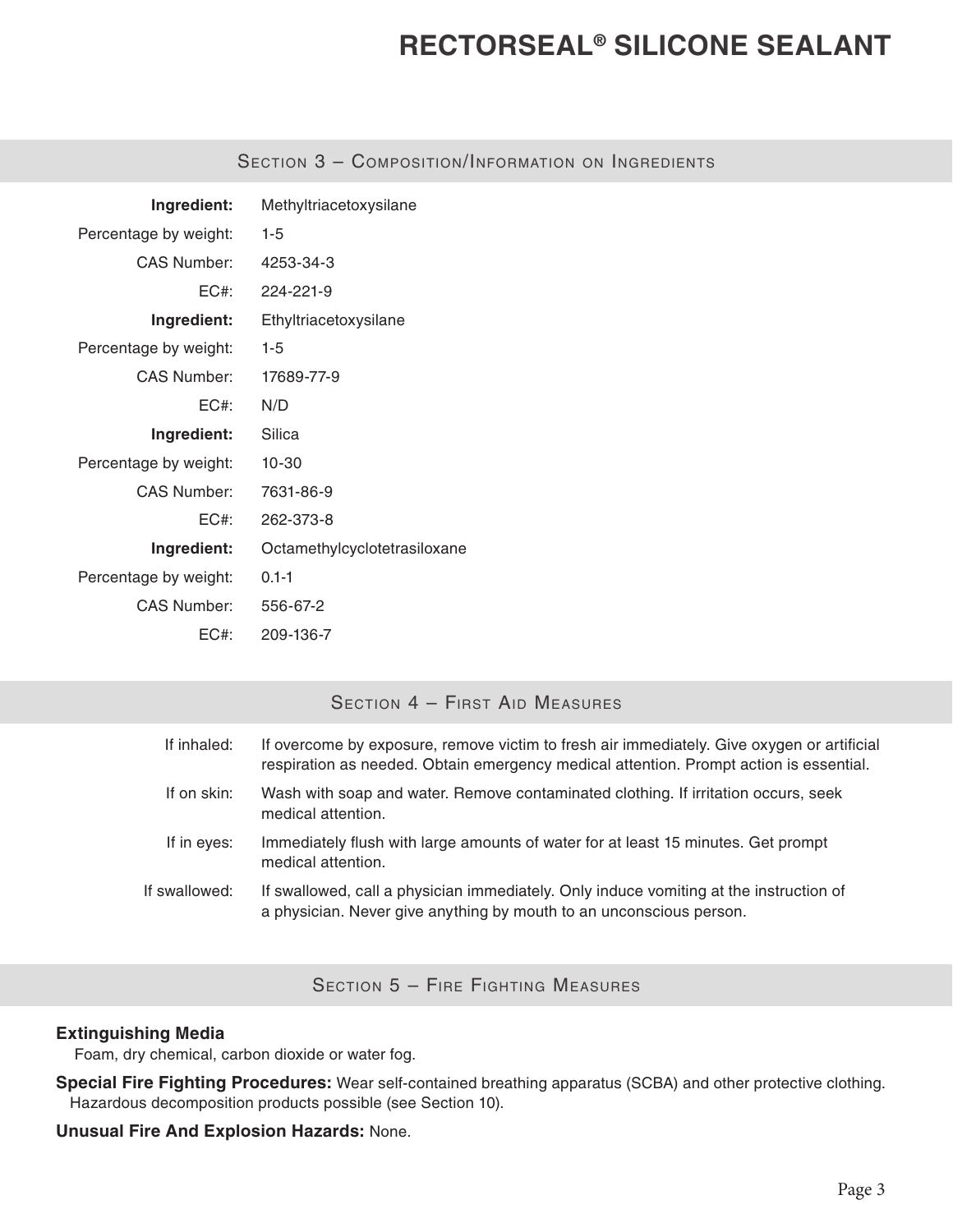## Section 3 – Composition/Information on Ingredients

**Ingredient:** Methyltriacetoxysilane
Percentage by weight: 1-5
CAS Number: 4253-34-3
EC#: 224-221-9

**Ingredient:** Ethyltriacetoxysilane
Percentage by weight: 1-5
CAS Number: 17689-77-9
EC#: N/D

**Ingredient:** Silica
Percentage by weight: 10-30
CAS Number: 7631-86-9
EC#: 262-373-8

**Ingredient:** Octamethylcyclotetrasiloxane
Percentage by weight: 0.1-1
CAS Number: 556-67-2
EC#: 209-136-7

## Section 4 – First Aid Measures

If inhaled: If overcome by exposure, remove victim to fresh air immediately. Give oxygen or artificial respiration as needed. Obtain emergency medical attention. Prompt action is essential.

If on skin: Wash with soap and water. Remove contaminated clothing. If irritation occurs, seek medical attention.

If in eyes: Immediately flush with large amounts of water for at least 15 minutes. Get prompt medical attention.

If swallowed: If swallowed, call a physician immediately. Only induce vomiting at the instruction of a physician. Never give anything by mouth to an unconscious person.

## Section 5 – Fire Fighting Measures

**Extinguishing Media**
Foam, dry chemical, carbon dioxide or water fog.

**Special Fire Fighting Procedures:** Wear self-contained breathing apparatus (SCBA) and other protective clothing. Hazardous decomposition products possible (see Section 10).

**Unusual Fire And Explosion Hazards:** None.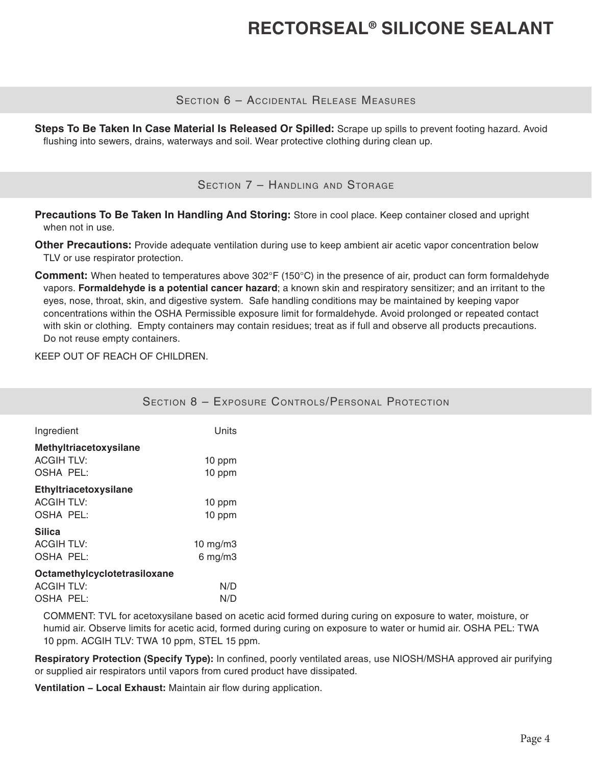## Section 6 – Accidental Release Measures

**Steps To Be Taken In Case Material Is Released Or Spilled:** Scrape up spills to prevent footing hazard. Avoid flushing into sewers, drains, waterways and soil. Wear protective clothing during clean up.

## Section 7 – Handling and Storage

**Precautions To Be Taken In Handling And Storing:** Store in cool place. Keep container closed and upright when not in use.

**Other Precautions:** Provide adequate ventilation during use to keep ambient air acetic vapor concentration below TLV or use respirator protection.

**Comment:** When heated to temperatures above 302°F (150°C) in the presence of air, product can form formaldehyde vapors. **Formaldehyde is a potential cancer hazard**; a known skin and respiratory sensitizer; and an irritant to the eyes, nose, throat, skin, and digestive system. Safe handling conditions may be maintained by keeping vapor concentrations within the OSHA Permissible exposure limit for formaldehyde. Avoid prolonged or repeated contact with skin or clothing. Empty containers may contain residues; treat as if full and observe all products precautions. Do not reuse empty containers.

KEEP OUT OF REACH OF CHILDREN.

## Section 8 – Exposure Controls/Personal Protection

| Ingredient | Units |
|---|---|
| **Methyltriacetoxysilane** | |
| ACGIH TLV: | 10 ppm |
| OSHA PEL: | 10 ppm |
| **Ethyltriacetoxysilane** | |
| ACGIH TLV: | 10 ppm |
| OSHA PEL: | 10 ppm |
| **Silica** | |
| ACGIH TLV: | 10 mg/m3 |
| OSHA PEL: | 6 mg/m3 |
| **Octamethylcyclotetrasiloxane** | |
| ACGIH TLV: | N/D |
| OSHA PEL: | N/D |

COMMENT: TVL for acetoxysilane based on acetic acid formed during curing on exposure to water, moisture, or humid air. Observe limits for acetic acid, formed during curing on exposure to water or humid air. OSHA PEL: TWA 10 ppm. ACGIH TLV: TWA 10 ppm, STEL 15 ppm.

**Respiratory Protection (Specify Type):** In confined, poorly ventilated areas, use NIOSH/MSHA approved air purifying or supplied air respirators until vapors from cured product have dissipated.

**Ventilation – Local Exhaust:** Maintain air flow during application.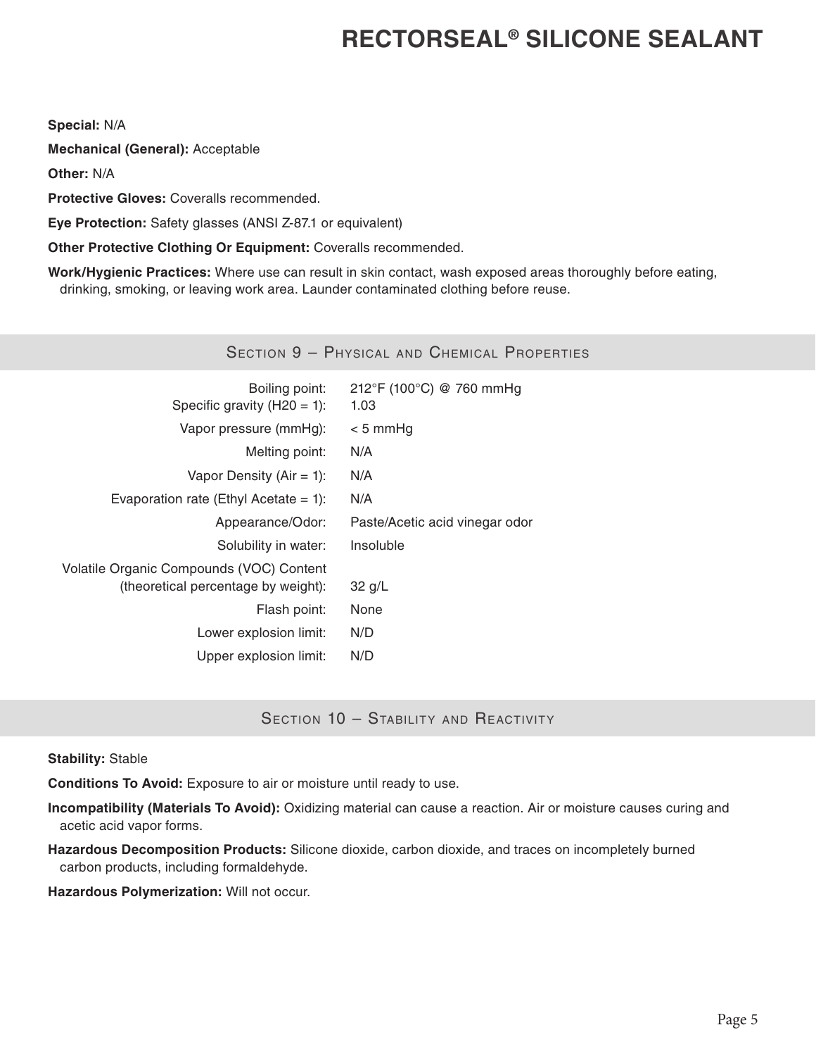**Special:** N/A

**Mechanical (General):** Acceptable

**Other:** N/A

**Protective Gloves:** Coveralls recommended.

**Eye Protection:** Safety glasses (ANSI Z-87.1 or equivalent)

**Other Protective Clothing Or Equipment:** Coveralls recommended.

**Work/Hygienic Practices:** Where use can result in skin contact, wash exposed areas thoroughly before eating, drinking, smoking, or leaving work area. Launder contaminated clothing before reuse.

## Section 9 – Physical and Chemical Properties

| | |
|---|---|
| Boiling point: | 212°F (100°C) @ 760 mmHg |
| Specific gravity (H20 = 1): | 1.03 |
| Vapor pressure (mmHg): | < 5 mmHg |
| Melting point: | N/A |
| Vapor Density (Air = 1): | N/A |
| Evaporation rate (Ethyl Acetate = 1): | N/A |
| Appearance/Odor: | Paste/Acetic acid vinegar odor |
| Solubility in water: | Insoluble |
| Volatile Organic Compounds (VOC) Content (theoretical percentage by weight): | 32 g/L |
| Flash point: | None |
| Lower explosion limit: | N/D |
| Upper explosion limit: | N/D |

## Section 10 – Stability and Reactivity

**Stability:** Stable

**Conditions To Avoid:** Exposure to air or moisture until ready to use.

**Incompatibility (Materials To Avoid):** Oxidizing material can cause a reaction. Air or moisture causes curing and acetic acid vapor forms.

**Hazardous Decomposition Products:** Silicone dioxide, carbon dioxide, and traces on incompletely burned carbon products, including formaldehyde.

**Hazardous Polymerization:** Will not occur.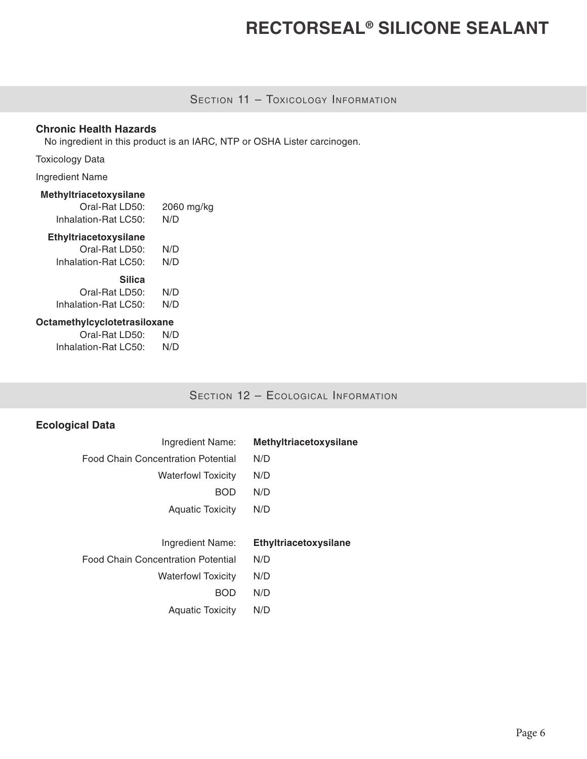## Section 11 – Toxicology Information

**Chronic Health Hazards**

No ingredient in this product is an IARC, NTP or OSHA Lister carcinogen.

Toxicology Data

Ingredient Name

**Methyltriacetoxysilane**

Oral-Rat LD50: 2060 mg/kg

Inhalation-Rat LC50: N/D

**Ethyltriacetoxysilane**

Oral-Rat LD50: N/D

Inhalation-Rat LC50: N/D

**Silica**

Oral-Rat LD50: N/D

Inhalation-Rat LC50: N/D

**Octamethylcyclotetrasiloxane**

Oral-Rat LD50: N/D

Inhalation-Rat LC50: N/D

## Section 12 – Ecological Information

**Ecological Data**

| Ingredient Name: | **Methyltriacetoxysilane** |
|---|---|
| Food Chain Concentration Potential | N/D |
| Waterfowl Toxicity | N/D |
| BOD | N/D |
| Aquatic Toxicity | N/D |

| Ingredient Name: | **Ethyltriacetoxysilane** |
|---|---|
| Food Chain Concentration Potential | N/D |
| Waterfowl Toxicity | N/D |
| BOD | N/D |
| Aquatic Toxicity | N/D |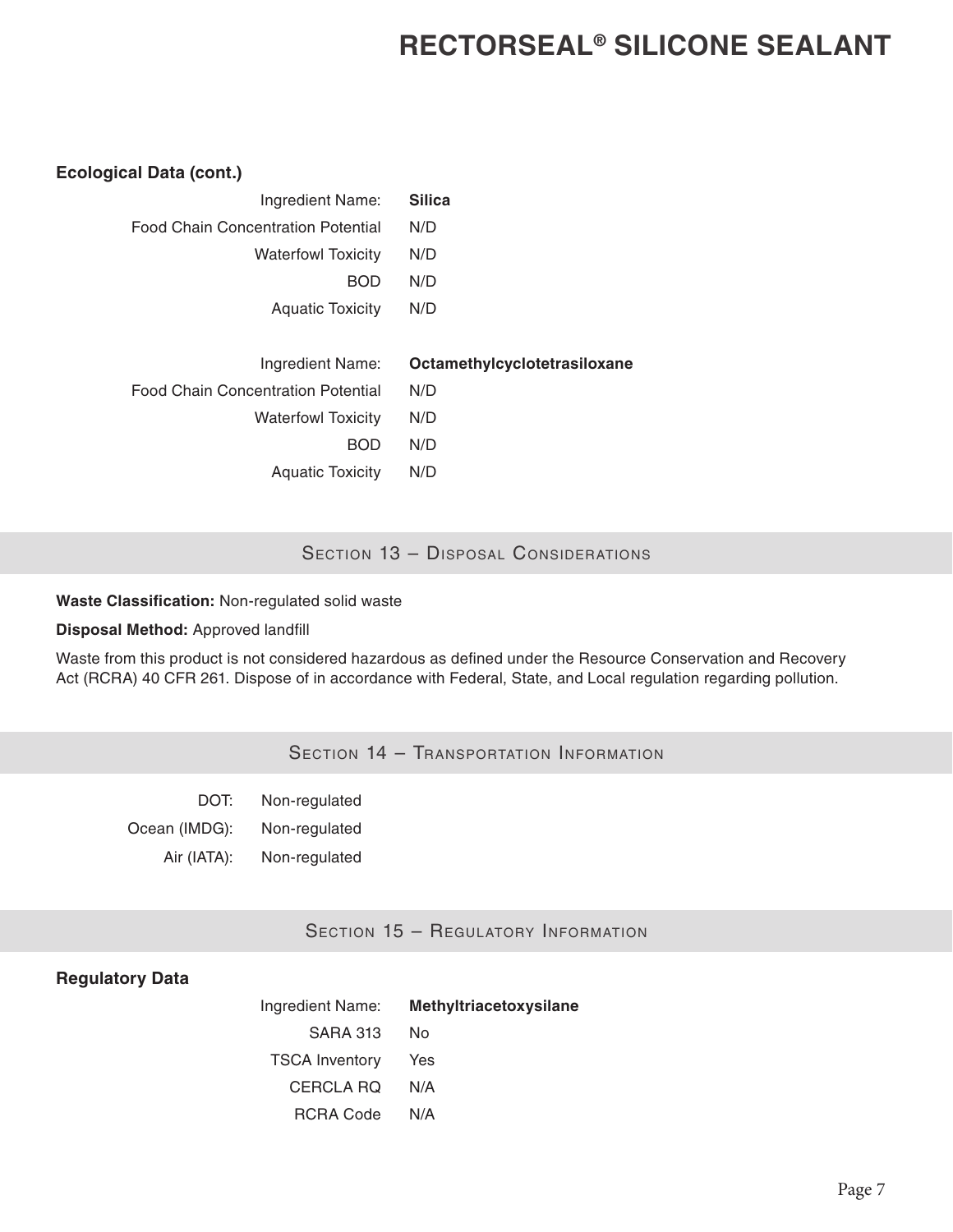**Ecological Data (cont.)**

| | |
|---|---|
| Ingredient Name: | **Silica** |
| Food Chain Concentration Potential | N/D |
| Waterfowl Toxicity | N/D |
| BOD | N/D |
| Aquatic Toxicity | N/D |

| | |
|---|---|
| Ingredient Name: | **Octamethylcyclotetrasiloxane** |
| Food Chain Concentration Potential | N/D |
| Waterfowl Toxicity | N/D |
| BOD | N/D |
| Aquatic Toxicity | N/D |

## Section 13 – Disposal Considerations

**Waste Classification:** Non-regulated solid waste

**Disposal Method:** Approved landfill

Waste from this product is not considered hazardous as defined under the Resource Conservation and Recovery Act (RCRA) 40 CFR 261. Dispose of in accordance with Federal, State, and Local regulation regarding pollution.

## Section 14 – Transportation Information

| | |
|---|---|
| DOT: | Non-regulated |
| Ocean (IMDG): | Non-regulated |
| Air (IATA): | Non-regulated |

## Section 15 – Regulatory Information

**Regulatory Data**

| | |
|---|---|
| Ingredient Name: | **Methyltriacetoxysilane** |
| SARA 313 | No |
| TSCA Inventory | Yes |
| CERCLA RQ | N/A |
| RCRA Code | N/A |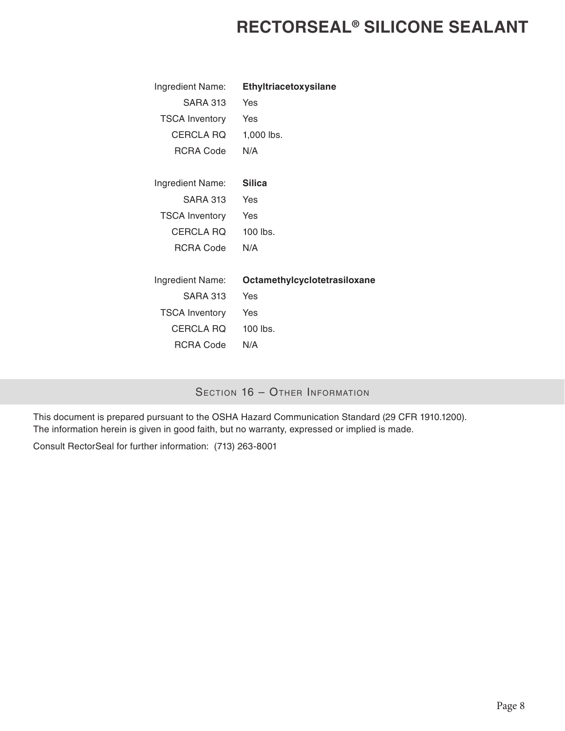| | |
|---|---|
| Ingredient Name: | **Ethyltriacetoxysilane** |
| SARA 313 | Yes |
| TSCA Inventory | Yes |
| CERCLA RQ | 1,000 lbs. |
| RCRA Code | N/A |

| | |
|---|---|
| Ingredient Name: | **Silica** |
| SARA 313 | Yes |
| TSCA Inventory | Yes |
| CERCLA RQ | 100 lbs. |
| RCRA Code | N/A |

| | |
|---|---|
| Ingredient Name: | **Octamethylcyclotetrasiloxane** |
| SARA 313 | Yes |
| TSCA Inventory | Yes |
| CERCLA RQ | 100 lbs. |
| RCRA Code | N/A |

## Section 16 – Other Information

This document is prepared pursuant to the OSHA Hazard Communication Standard (29 CFR 1910.1200).
The information herein is given in good faith, but no warranty, expressed or implied is made.

Consult RectorSeal for further information: (713) 263-8001